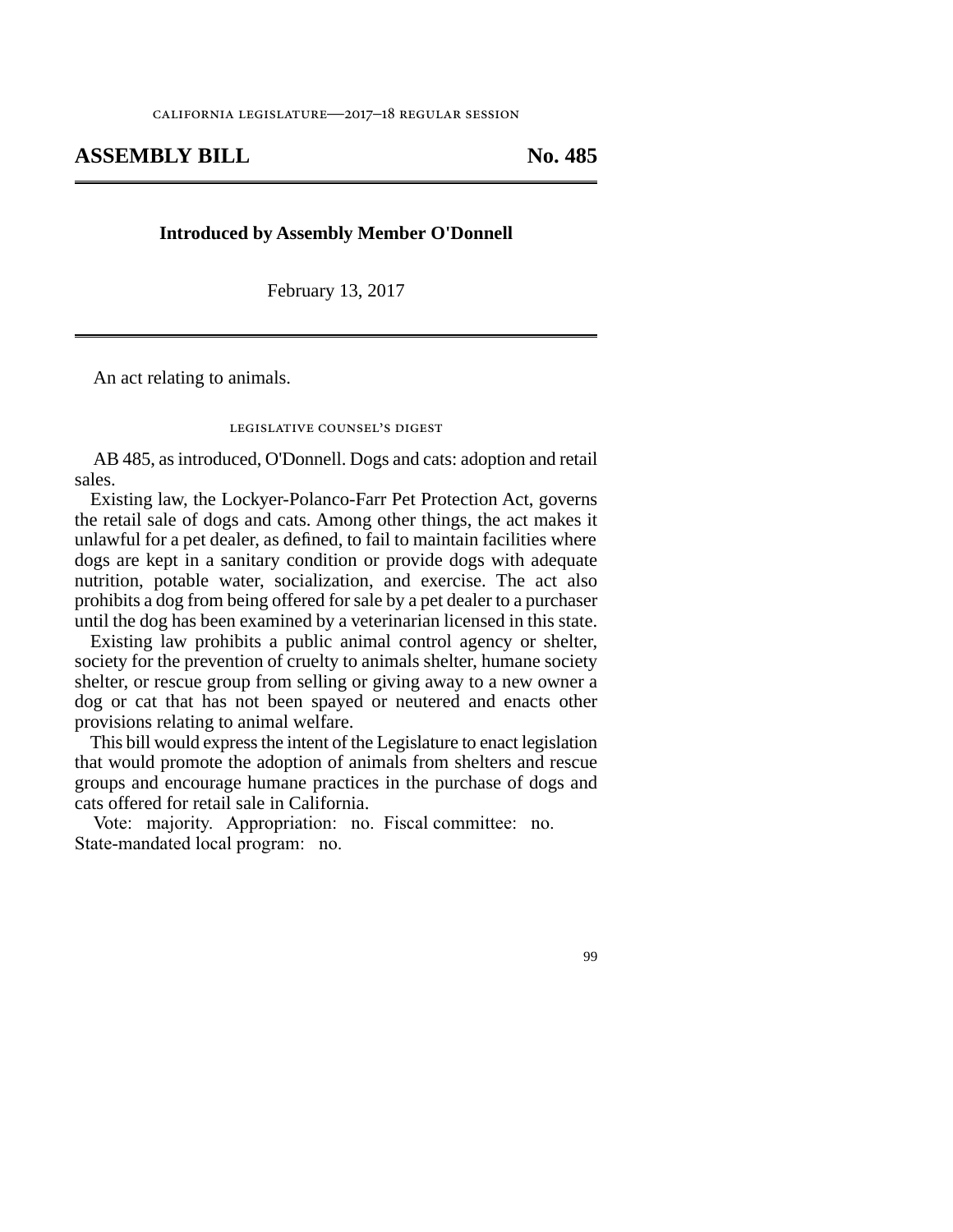california legislature—2017–18 regular session

# ASSEMBLY BILL No. 485

**Introduced by Assembly Member O'Donnell**

February 13, 2017

An act relating to animals.

legislative counsel's digest

AB 485, as introduced, O'Donnell. Dogs and cats: adoption and retail sales.

Existing law, the Lockyer-Polanco-Farr Pet Protection Act, governs the retail sale of dogs and cats. Among other things, the act makes it unlawful for a pet dealer, as defined, to fail to maintain facilities where dogs are kept in a sanitary condition or provide dogs with adequate nutrition, potable water, socialization, and exercise. The act also prohibits a dog from being offered for sale by a pet dealer to a purchaser until the dog has been examined by a veterinarian licensed in this state.

Existing law prohibits a public animal control agency or shelter, society for the prevention of cruelty to animals shelter, humane society shelter, or rescue group from selling or giving away to a new owner a dog or cat that has not been spayed or neutered and enacts other provisions relating to animal welfare.

This bill would express the intent of the Legislature to enact legislation that would promote the adoption of animals from shelters and rescue groups and encourage humane practices in the purchase of dogs and cats offered for retail sale in California.

Vote: majority. Appropriation: no. Fiscal committee: no. State-mandated local program: no.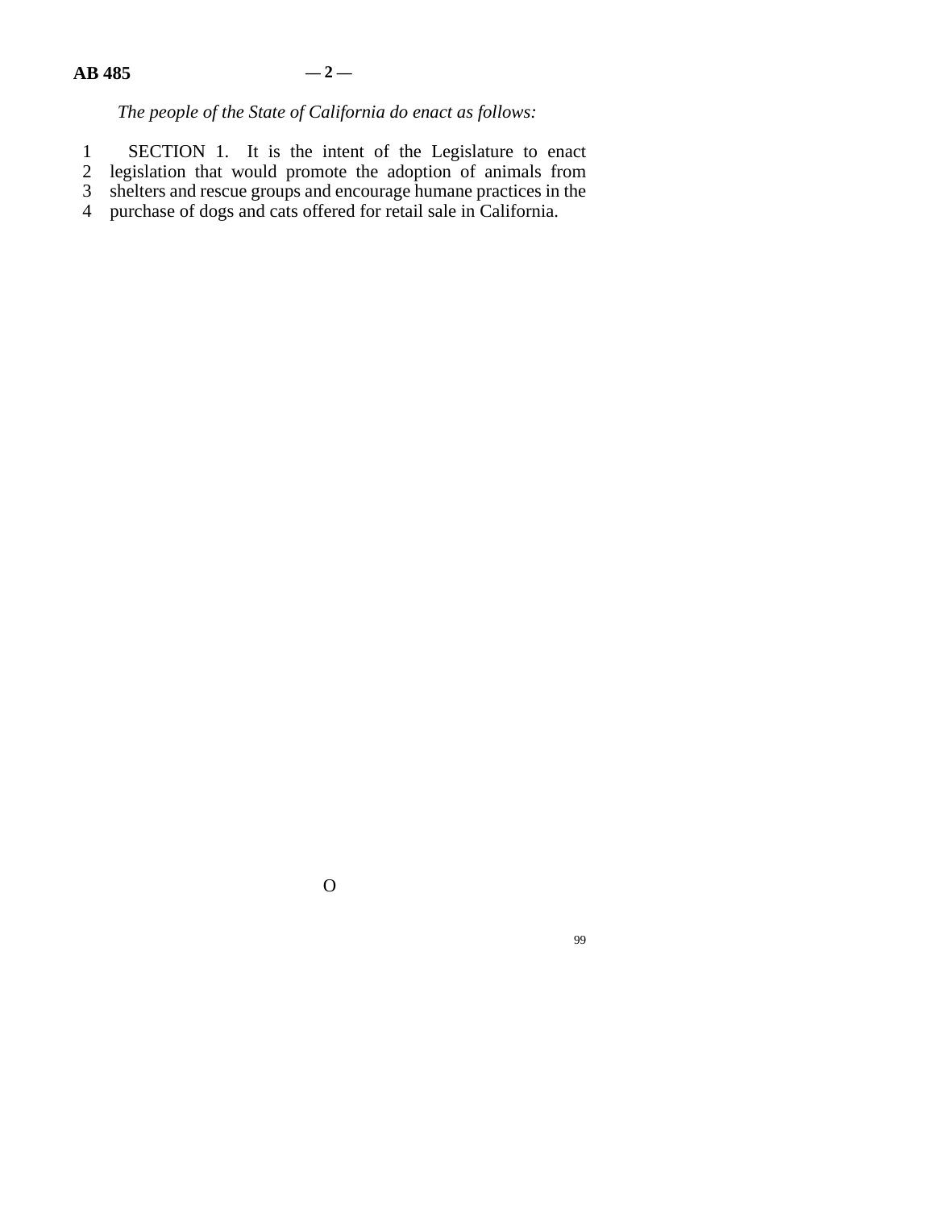*The people of the State of California do enact as follows:*

SECTION 1. It is the intent of the Legislature to enact legislation that would promote the adoption of animals from shelters and rescue groups and encourage humane practices in the purchase of dogs and cats offered for retail sale in California.

O